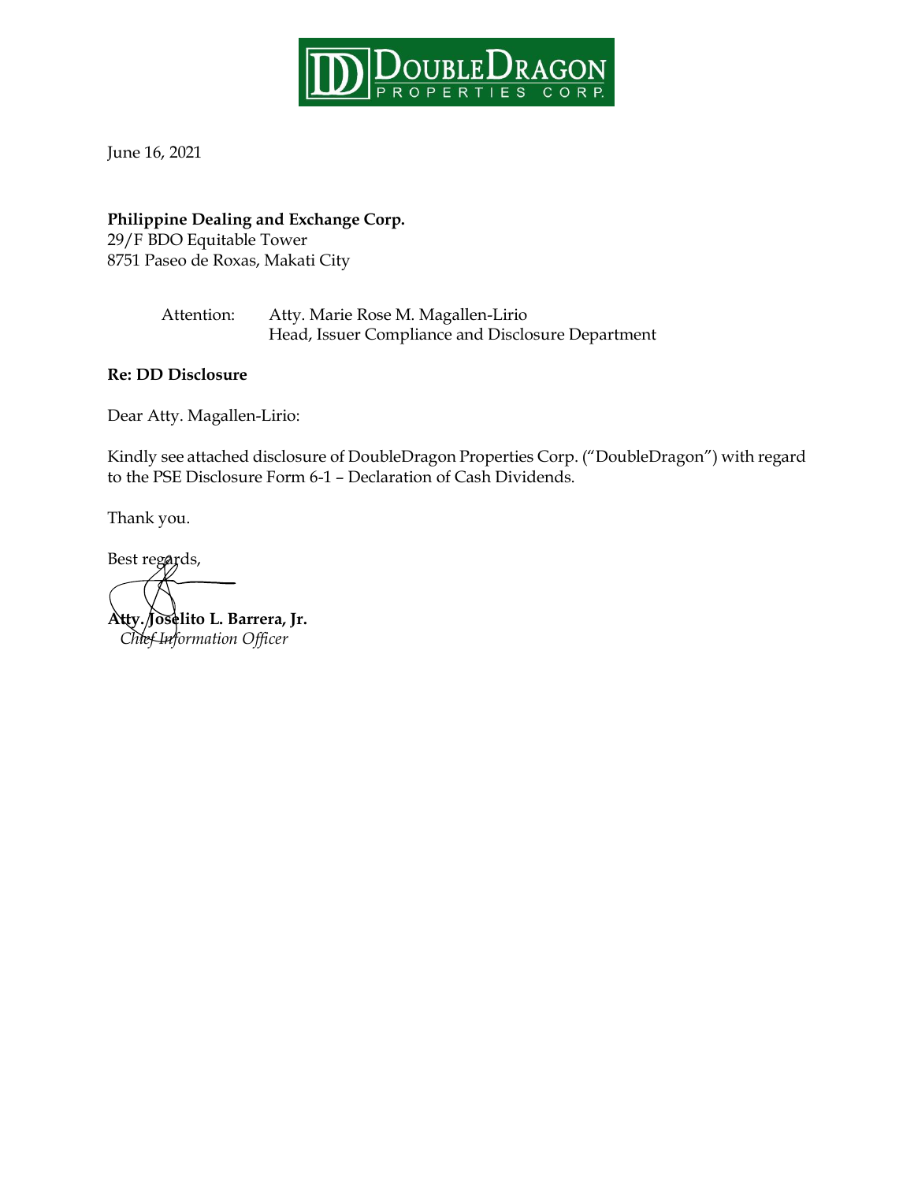DOUBLEDRAGON PROPERTIES CORP.

June 16, 2021

**Philippine Dealing and Exchange Corp.**
29/F BDO Equitable Tower
8751 Paseo de Roxas, Makati City

Attention: Atty. Marie Rose M. Magallen-Lirio
Head, Issuer Compliance and Disclosure Department

**Re: DD Disclosure**

Dear Atty. Magallen-Lirio:

Kindly see attached disclosure of DoubleDragon Properties Corp. ("DoubleDragon") with regard to the PSE Disclosure Form 6-1 – Declaration of Cash Dividends.

Thank you.

Best regards,

**Atty. Joselito L. Barrera, Jr.**
*Chief Information Officer*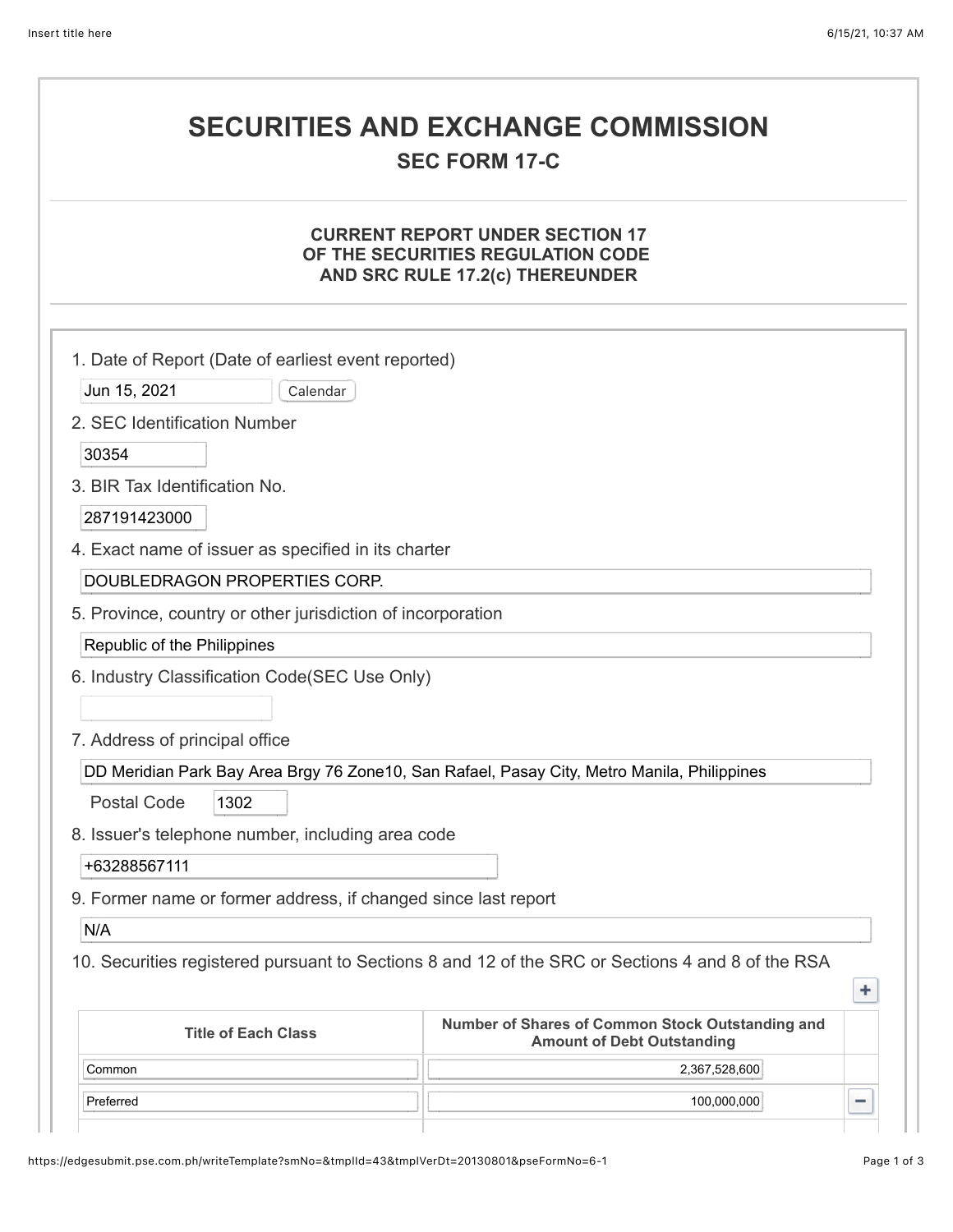# SECURITIES AND EXCHANGE COMMISSION

## SEC FORM 17-C

### CURRENT REPORT UNDER SECTION 17 OF THE SECURITIES REGULATION CODE AND SRC RULE 17.2(c) THEREUNDER

1. Date of Report (Date of earliest event reported)

   Jun 15, 2021

2. SEC Identification Number

   30354

3. BIR Tax Identification No.

   287191423000

4. Exact name of issuer as specified in its charter

   DOUBLEDRAGON PROPERTIES CORP.

5. Province, country or other jurisdiction of incorporation

   Republic of the Philippines

6. Industry Classification Code(SEC Use Only)

7. Address of principal office

   DD Meridian Park Bay Area Brgy 76 Zone10, San Rafael, Pasay City, Metro Manila, Philippines

   Postal Code 1302

8. Issuer's telephone number, including area code

   +63288567111

9. Former name or former address, if changed since last report

   N/A

10. Securities registered pursuant to Sections 8 and 12 of the SRC or Sections 4 and 8 of the RSA

| Title of Each Class | Number of Shares of Common Stock Outstanding and Amount of Debt Outstanding |
|---|---|
| Common | 2,367,528,600 |
| Preferred | 100,000,000 |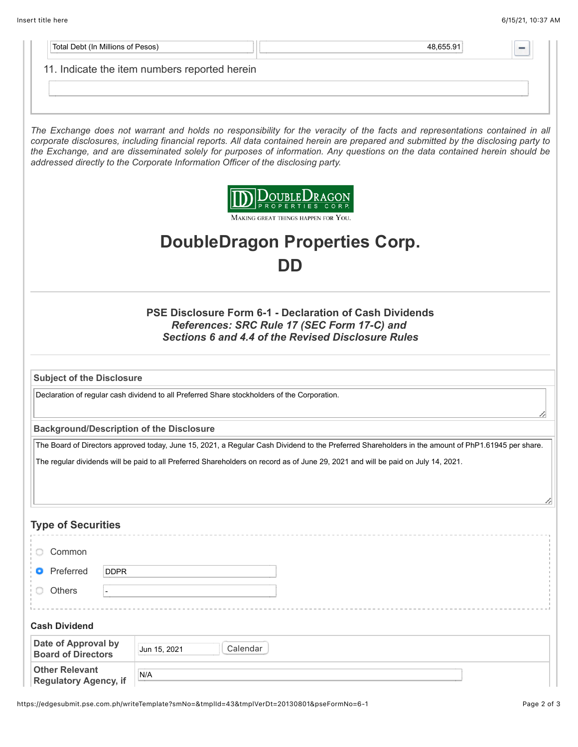| Total Debt (In Millions of Pesos) | 48,655.91 |
|---|---|

11. Indicate the item numbers reported herein

*The Exchange does not warrant and holds no responsibility for the veracity of the facts and representations contained in all corporate disclosures, including financial reports. All data contained herein are prepared and submitted by the disclosing party to the Exchange, and are disseminated solely for purposes of information. Any questions on the data contained herein should be addressed directly to the Corporate Information Officer of the disclosing party.*

DoubleDragon PROPERTIES CORP.

MAKING GREAT THINGS HAPPEN FOR YOU.

# DoubleDragon Properties Corp.

# DD

### PSE Disclosure Form 6-1 - Declaration of Cash Dividends

***References: SRC Rule 17 (SEC Form 17-C) and***
***Sections 6 and 4.4 of the Revised Disclosure Rules***

**Subject of the Disclosure**

Declaration of regular cash dividend to all Preferred Share stockholders of the Corporation.

**Background/Description of the Disclosure**

The Board of Directors approved today, June 15, 2021, a Regular Cash Dividend to the Preferred Shareholders in the amount of PhP1.61945 per share.

The regular dividends will be paid to all Preferred Shareholders on record as of June 29, 2021 and will be paid on July 14, 2021.

## Type of Securities

- ○ Common
- ● Preferred: DDPR
- ○ Others: -

### Cash Dividend

| Date of Approval by Board of Directors | Jun 15, 2021 |
|---|---|
| Other Relevant Regulatory Agency, if | N/A |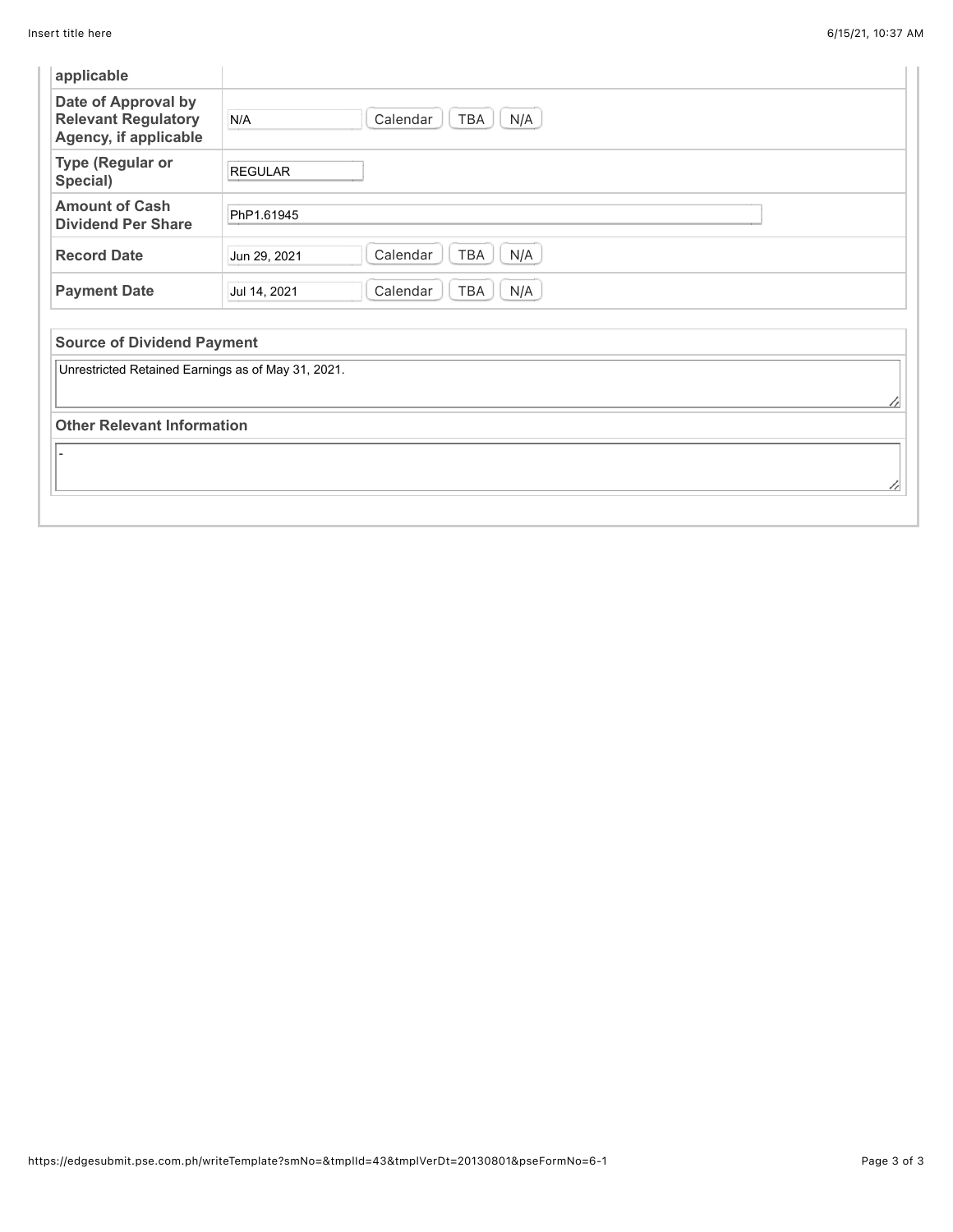| | |
|---|---|
| applicable | |
| Date of Approval by Relevant Regulatory Agency, if applicable | N/A |
| Type (Regular or Special) | REGULAR |
| Amount of Cash Dividend Per Share | PhP1.61945 |
| Record Date | Jun 29, 2021 |
| Payment Date | Jul 14, 2021 |

**Source of Dividend Payment**

Unrestricted Retained Earnings as of May 31, 2021.

**Other Relevant Information**

-